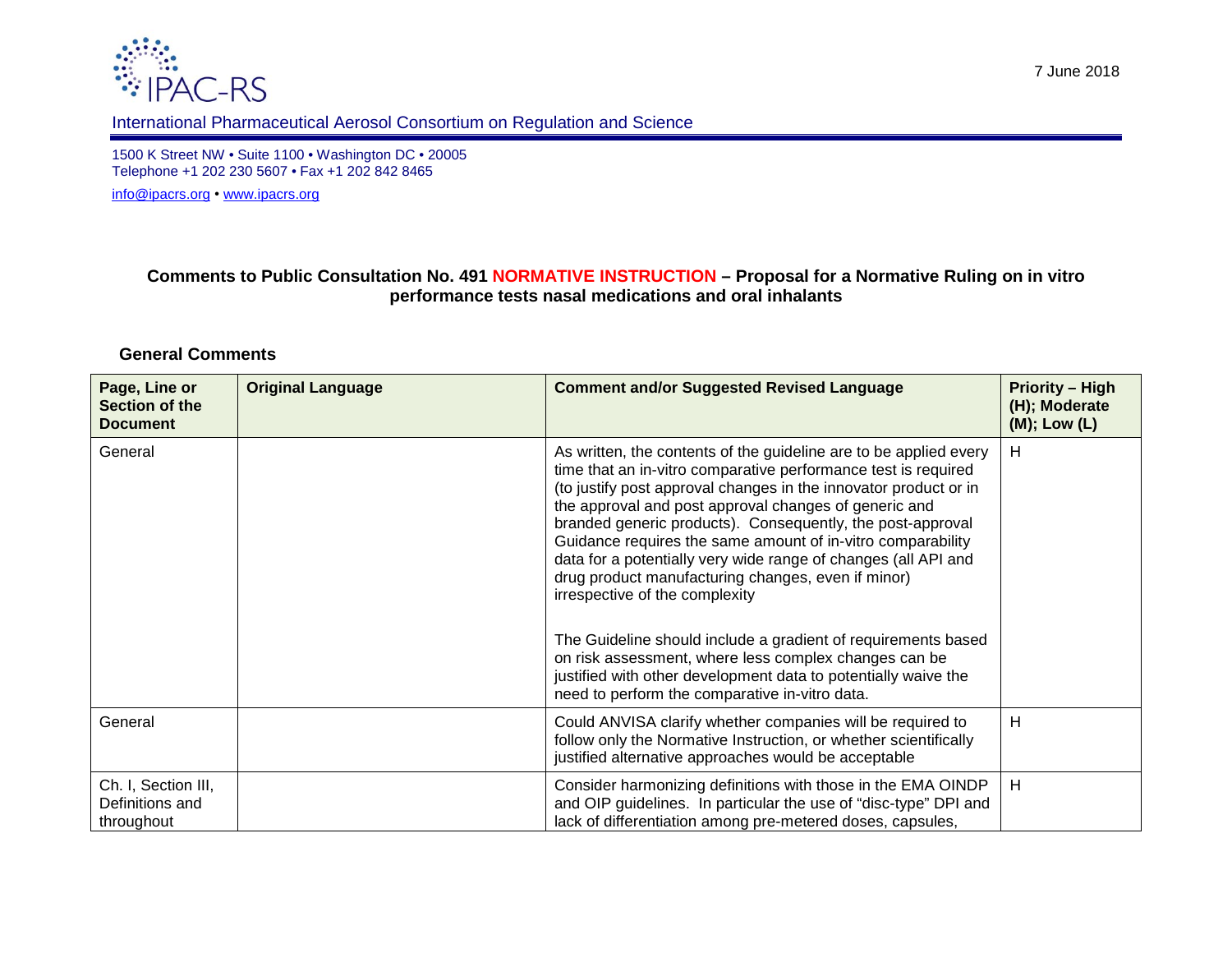IPAC-RS

International Pharmaceutical Aerosol Consortium on Regulation and Science

7 June 2018

1500 K Street NW • Suite 1100 • Washington DC • 20005
Telephone +1 202 230 5607 • Fax +1 202 842 8465
info@ipacrs.org • www.ipacrs.org

**Comments to Public Consultation No. 491 NORMATIVE INSTRUCTION – Proposal for a Normative Ruling on in vitro performance tests nasal medications and oral inhalants**

## General Comments

| Page, Line or Section of the Document | Original Language | Comment and/or Suggested Revised Language | Priority – High (H); Moderate (M); Low (L) |
|---|---|---|---|
| General | | As written, the contents of the guideline are to be applied every time that an in-vitro comparative performance test is required (to justify post approval changes in the innovator product or in the approval and post approval changes of generic and branded generic products). Consequently, the post-approval Guidance requires the same amount of in-vitro comparability data for a potentially very wide range of changes (all API and drug product manufacturing changes, even if minor) irrespective of the complexity<br><br>The Guideline should include a gradient of requirements based on risk assessment, where less complex changes can be justified with other development data to potentially waive the need to perform the comparative in-vitro data. | H |
| General | | Could ANVISA clarify whether companies will be required to follow only the Normative Instruction, or whether scientifically justified alternative approaches would be acceptable | H |
| Ch. I, Section III, Definitions and throughout | | Consider harmonizing definitions with those in the EMA OINDP and OIP guidelines. In particular the use of "disc-type" DPI and lack of differentiation among pre-metered doses, capsules, | H |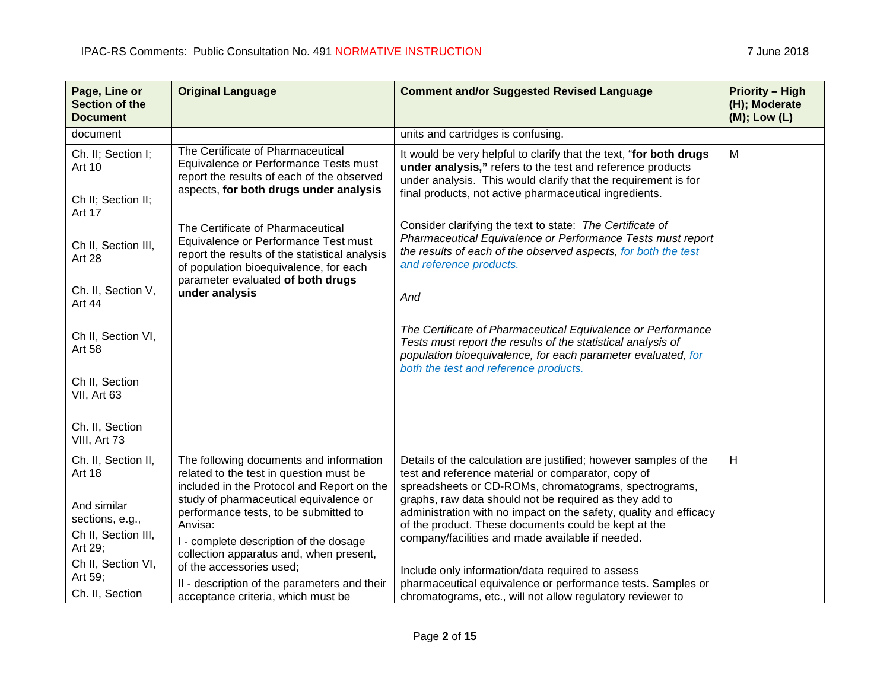| Page, Line or Section of the Document | Original Language | Comment and/or Suggested Revised Language | Priority – High (H); Moderate (M); Low (L) |
|---|---|---|---|
| document | | units and cartridges is confusing. | |
| Ch. II; Section I; Art 10<br><br>Ch II; Section II; Art 17<br><br>Ch II, Section III, Art 28<br><br>Ch. II, Section V, Art 44<br><br>Ch II, Section VI, Art 58<br><br>Ch II, Section VII, Art 63<br><br>Ch. II, Section VIII, Art 73 | The Certificate of Pharmaceutical Equivalence or Performance Tests must report the results of each of the observed aspects, **for both drugs under analysis**<br><br>The Certificate of Pharmaceutical Equivalence or Performance Test must report the results of the statistical analysis of population bioequivalence, for each parameter evaluated **of both drugs under analysis** | It would be very helpful to clarify that the text, "**for both drugs under analysis,"** refers to the test and reference products under analysis. This would clarify that the requirement is for final products, not active pharmaceutical ingredients.<br><br>Consider clarifying the text to state: *The Certificate of Pharmaceutical Equivalence or Performance Tests must report the results of each of the observed aspects, for both the test and reference products.*<br><br>*And*<br><br>*The Certificate of Pharmaceutical Equivalence or Performance Tests must report the results of the statistical analysis of population bioequivalence, for each parameter evaluated, for both the test and reference products.* | M |
| Ch. II, Section II, Art 18<br><br>And similar sections, e.g.,<br>Ch II, Section III, Art 29;<br>Ch II, Section VI, Art 59;<br>Ch. II, Section | The following documents and information related to the test in question must be included in the Protocol and Report on the study of pharmaceutical equivalence or performance tests, to be submitted to Anvisa:<br>I - complete description of the dosage collection apparatus and, when present, of the accessories used;<br>II - description of the parameters and their acceptance criteria, which must be | Details of the calculation are justified; however samples of the test and reference material or comparator, copy of spreadsheets or CD-ROMs, chromatograms, spectrograms, graphs, raw data should not be required as they add to administration with no impact on the safety, quality and efficacy of the product. These documents could be kept at the company/facilities and made available if needed.<br><br>Include only information/data required to assess pharmaceutical equivalence or performance tests. Samples or chromatograms, etc., will not allow regulatory reviewer to | H |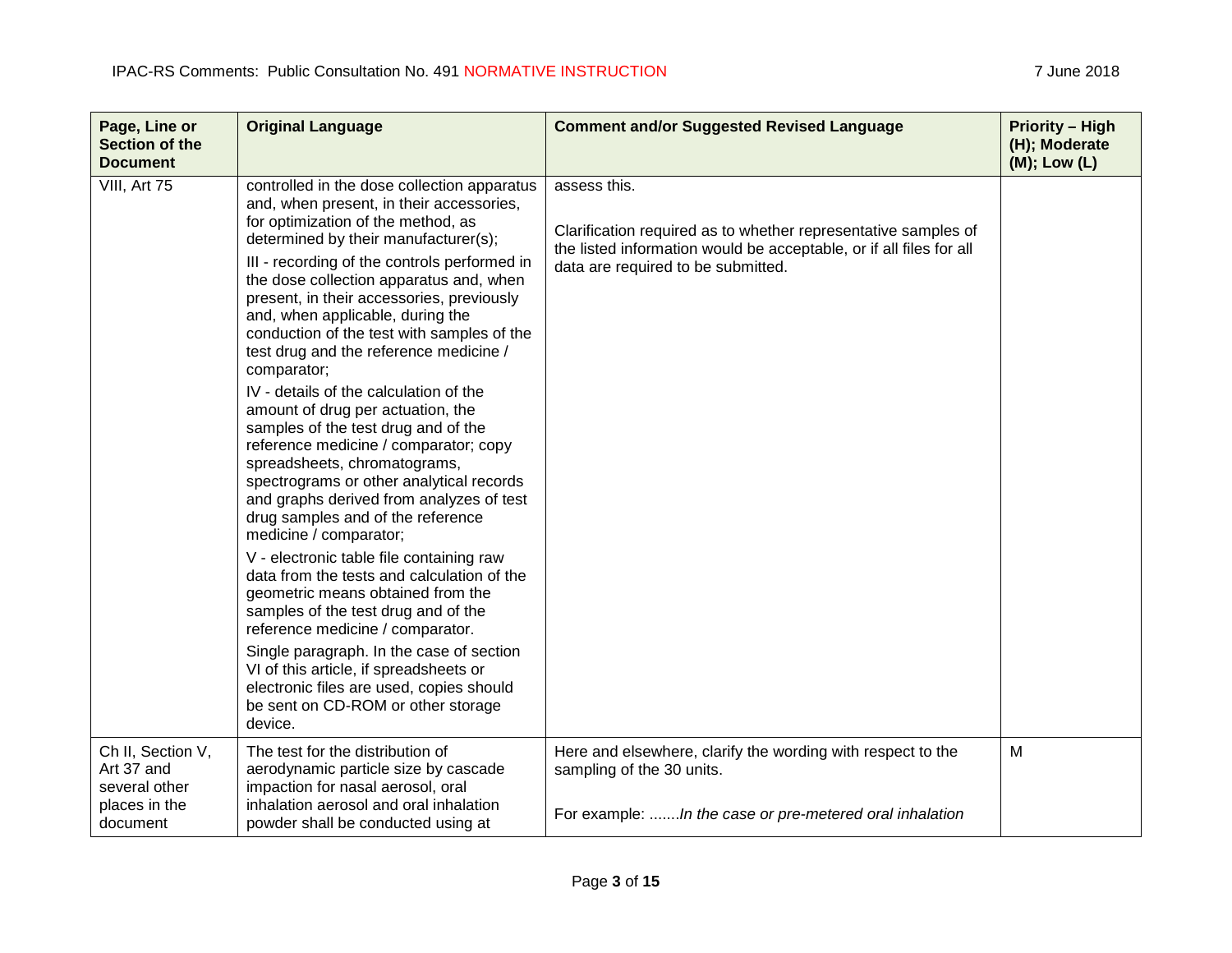| Page, Line or Section of the Document | Original Language | Comment and/or Suggested Revised Language | Priority – High (H); Moderate (M); Low (L) |
|---|---|---|---|
| VIII, Art 75 | controlled in the dose collection apparatus and, when present, in their accessories, for optimization of the method, as determined by their manufacturer(s);<br><br>III - recording of the controls performed in the dose collection apparatus and, when present, in their accessories, previously and, when applicable, during the conduction of the test with samples of the test drug and the reference medicine / comparator;<br><br>IV - details of the calculation of the amount of drug per actuation, the samples of the test drug and of the reference medicine / comparator; copy spreadsheets, chromatograms, spectrograms or other analytical records and graphs derived from analyzes of test drug samples and of the reference medicine / comparator;<br><br>V - electronic table file containing raw data from the tests and calculation of the geometric means obtained from the samples of the test drug and of the reference medicine / comparator.<br><br>Single paragraph. In the case of section VI of this article, if spreadsheets or electronic files are used, copies should be sent on CD-ROM or other storage device. | assess this.<br><br>Clarification required as to whether representative samples of the listed information would be acceptable, or if all files for all data are required to be submitted. | |
| Ch II, Section V, Art 37 and several other places in the document | The test for the distribution of aerodynamic particle size by cascade impaction for nasal aerosol, oral inhalation aerosol and oral inhalation powder shall be conducted using at | Here and elsewhere, clarify the wording with respect to the sampling of the 30 units.<br><br>For example: .......*In the case or pre-metered oral inhalation* | M |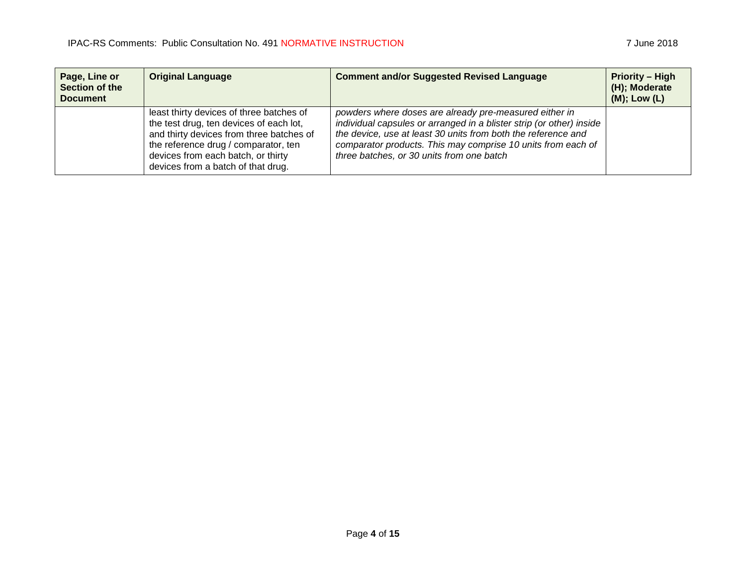| Page, Line or Section of the Document | Original Language | Comment and/or Suggested Revised Language | Priority – High (H); Moderate (M); Low (L) |
| --- | --- | --- | --- |
| | least thirty devices of three batches of the test drug, ten devices of each lot, and thirty devices from three batches of the reference drug / comparator, ten devices from each batch, or thirty devices from a batch of that drug. | *powders where doses are already pre-measured either in individual capsules or arranged in a blister strip (or other) inside the device, use at least 30 units from both the reference and comparator products. This may comprise 10 units from each of three batches, or 30 units from one batch* | |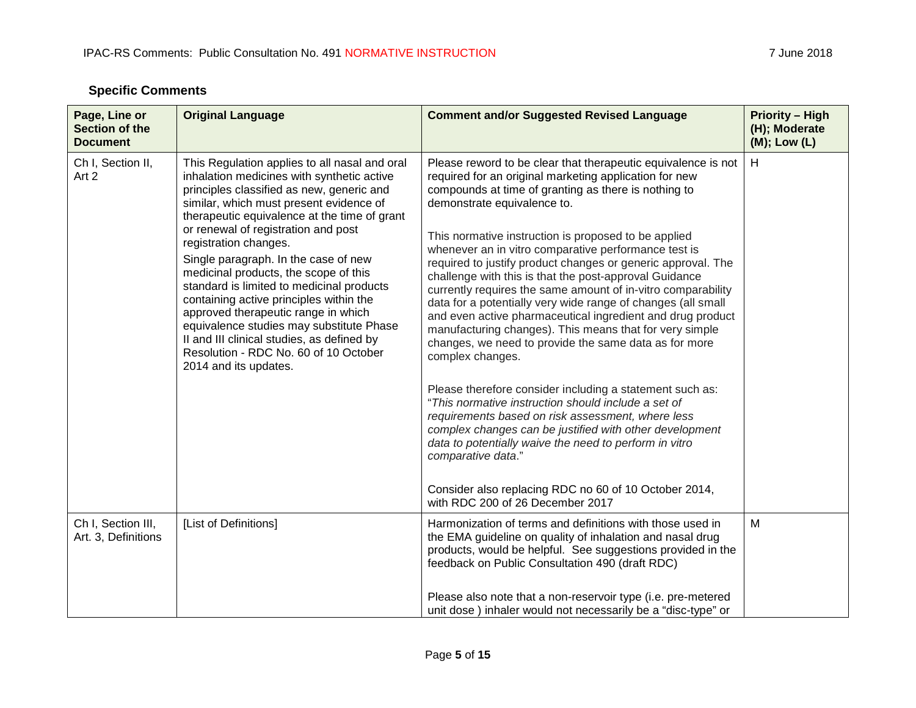## Specific Comments

| Page, Line or Section of the Document | Original Language | Comment and/or Suggested Revised Language | Priority – High (H); Moderate (M); Low (L) |
|---|---|---|---|
| Ch I, Section II, Art 2 | This Regulation applies to all nasal and oral inhalation medicines with synthetic active principles classified as new, generic and similar, which must present evidence of therapeutic equivalence at the time of grant or renewal of registration and post registration changes.<br><br>Single paragraph. In the case of new medicinal products, the scope of this standard is limited to medicinal products containing active principles within the approved therapeutic range in which equivalence studies may substitute Phase II and III clinical studies, as defined by Resolution - RDC No. 60 of 10 October 2014 and its updates. | Please reword to be clear that therapeutic equivalence is not required for an original marketing application for new compounds at time of granting as there is nothing to demonstrate equivalence to.<br><br>This normative instruction is proposed to be applied whenever an in vitro comparative performance test is required to justify product changes or generic approval. The challenge with this is that the post-approval Guidance currently requires the same amount of in-vitro comparability data for a potentially very wide range of changes (all small and even active pharmaceutical ingredient and drug product manufacturing changes). This means that for very simple changes, we need to provide the same data as for more complex changes.<br><br>Please therefore consider including a statement such as: "*This normative instruction should include a set of requirements based on risk assessment, where less complex changes can be justified with other development data to potentially waive the need to perform in vitro comparative data*."<br><br>Consider also replacing RDC no 60 of 10 October 2014, with RDC 200 of 26 December 2017 | H |
| Ch I, Section III, Art. 3, Definitions | [List of Definitions] | Harmonization of terms and definitions with those used in the EMA guideline on quality of inhalation and nasal drug products, would be helpful. See suggestions provided in the feedback on Public Consultation 490 (draft RDC)<br><br>Please also note that a non-reservoir type (i.e. pre-metered unit dose ) inhaler would not necessarily be a "disc-type" or | M |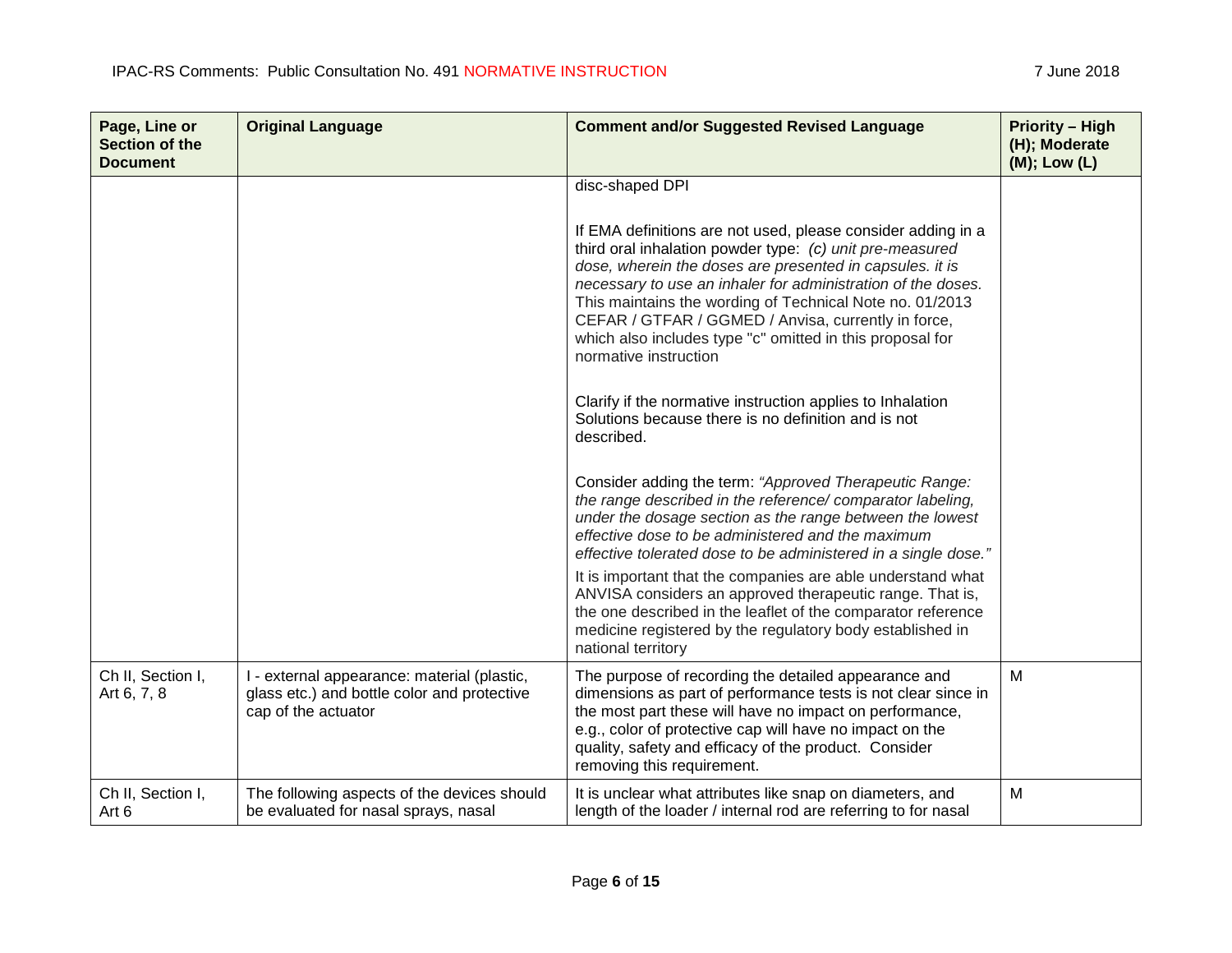| Page, Line or Section of the Document | Original Language | Comment and/or Suggested Revised Language | Priority – High (H); Moderate (M); Low (L) |
|---|---|---|---|
| | | disc-shaped DPI<br><br>If EMA definitions are not used, please consider adding in a third oral inhalation powder type: *(c) unit pre-measured dose, wherein the doses are presented in capsules. it is necessary to use an inhaler for administration of the doses.* This maintains the wording of Technical Note no. 01/2013 CEFAR / GTFAR / GGMED / Anvisa, currently in force, which also includes type "c" omitted in this proposal for normative instruction<br><br>Clarify if the normative instruction applies to Inhalation Solutions because there is no definition and is not described.<br><br>Consider adding the term: *"Approved Therapeutic Range: the range described in the reference/ comparator labeling, under the dosage section as the range between the lowest effective dose to be administered and the maximum effective tolerated dose to be administered in a single dose."*<br>It is important that the companies are able understand what ANVISA considers an approved therapeutic range. That is, the one described in the leaflet of the comparator reference medicine registered by the regulatory body established in national territory | |
| Ch II, Section I, Art 6, 7, 8 | I - external appearance: material (plastic, glass etc.) and bottle color and protective cap of the actuator | The purpose of recording the detailed appearance and dimensions as part of performance tests is not clear since in the most part these will have no impact on performance, e.g., color of protective cap will have no impact on the quality, safety and efficacy of the product. Consider removing this requirement. | M |
| Ch II, Section I, Art 6 | The following aspects of the devices should be evaluated for nasal sprays, nasal | It is unclear what attributes like snap on diameters, and length of the loader / internal rod are referring to for nasal | M |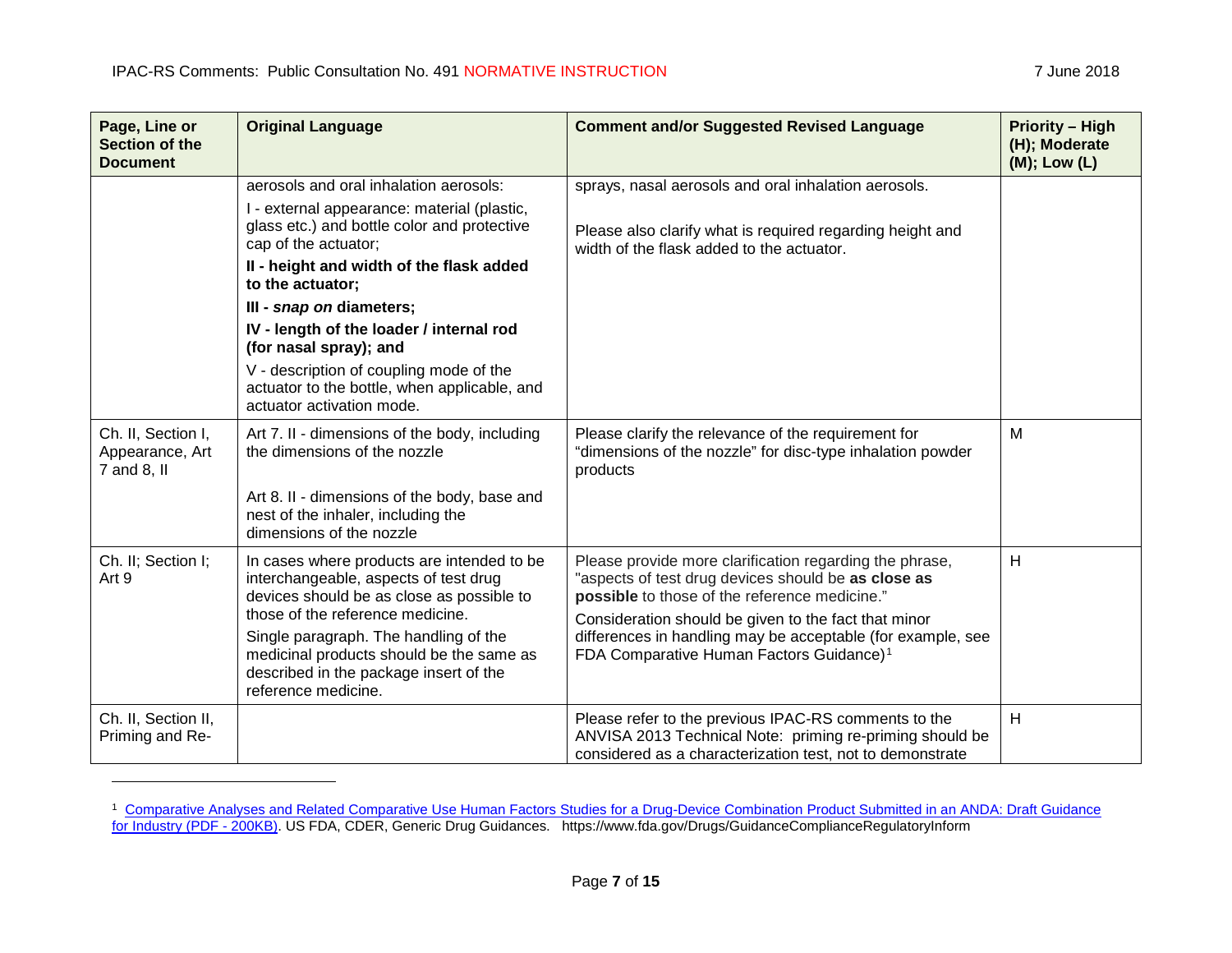| Page, Line or Section of the Document | Original Language | Comment and/or Suggested Revised Language | Priority – High (H); Moderate (M); Low (L) |
|---|---|---|---|
| | aerosols and oral inhalation aerosols:<br>I - external appearance: material (plastic, glass etc.) and bottle color and protective cap of the actuator;<br>**II - height and width of the flask added to the actuator;**<br>**III - *snap on* diameters;**<br>**IV - length of the loader / internal rod (for nasal spray); and**<br>V - description of coupling mode of the actuator to the bottle, when applicable, and actuator activation mode. | sprays, nasal aerosols and oral inhalation aerosols.<br><br>Please also clarify what is required regarding height and width of the flask added to the actuator. | |
| Ch. II, Section I, Appearance, Art 7 and 8, II | Art 7. II - dimensions of the body, including the dimensions of the nozzle<br><br>Art 8. II - dimensions of the body, base and nest of the inhaler, including the dimensions of the nozzle | Please clarify the relevance of the requirement for "dimensions of the nozzle" for disc-type inhalation powder products | M |
| Ch. II; Section I; Art 9 | In cases where products are intended to be interchangeable, aspects of test drug devices should be as close as possible to those of the reference medicine.<br>Single paragraph. The handling of the medicinal products should be the same as described in the package insert of the reference medicine. | Please provide more clarification regarding the phrase, "aspects of test drug devices should be **as close as possible** to those of the reference medicine."<br>Consideration should be given to the fact that minor differences in handling may be acceptable (for example, see FDA Comparative Human Factors Guidance)[1] | H |
| Ch. II, Section II, Priming and Re- | | Please refer to the previous IPAC-RS comments to the ANVISA 2013 Technical Note: priming re-priming should be considered as a characterization test, not to demonstrate | H |

[1] Comparative Analyses and Related Comparative Use Human Factors Studies for a Drug-Device Combination Product Submitted in an ANDA: Draft Guidance for Industry (PDF - 200KB). US FDA, CDER, Generic Drug Guidances. https://www.fda.gov/Drugs/GuidanceComplianceRegulatoryInform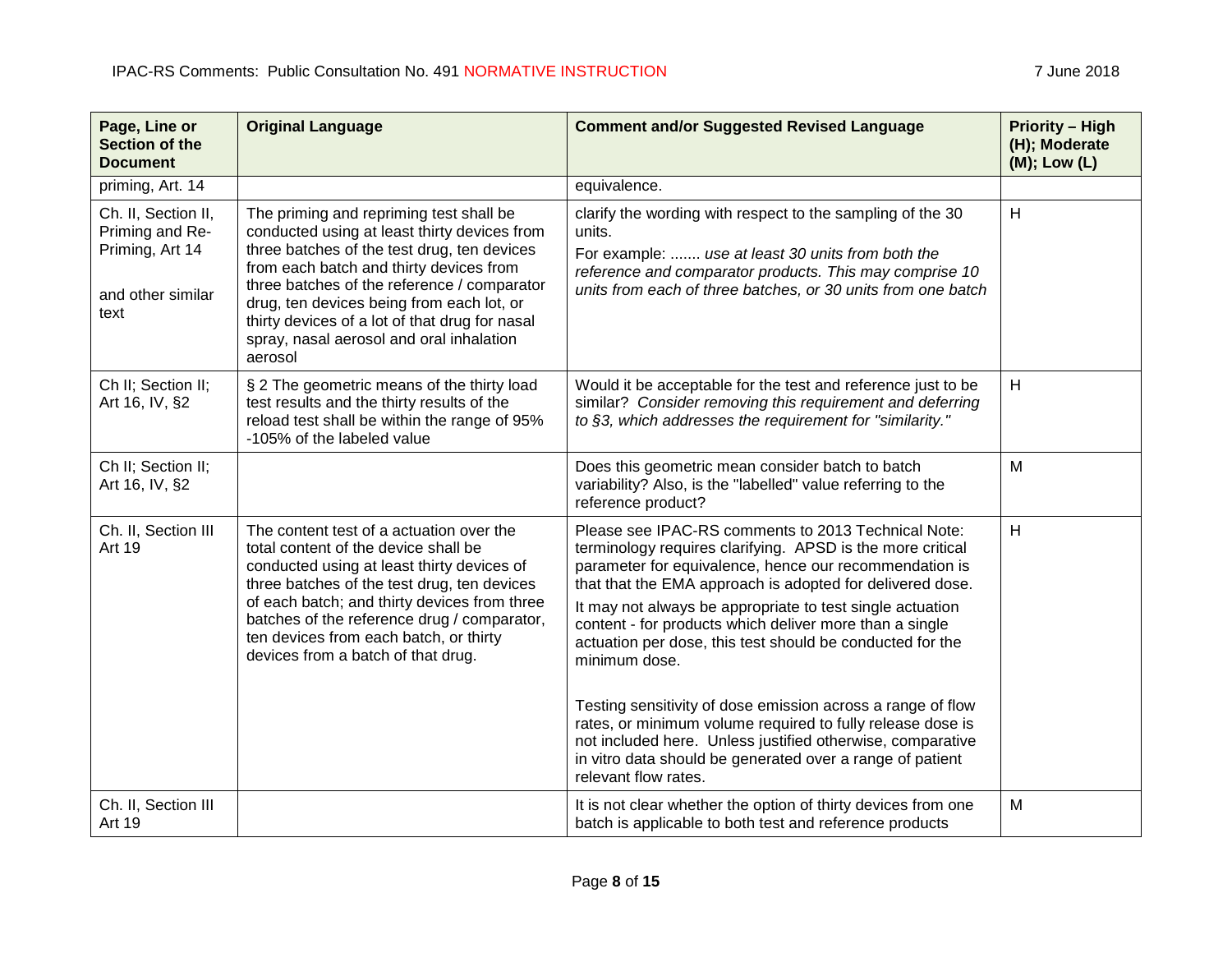| Page, Line or Section of the Document | Original Language | Comment and/or Suggested Revised Language | Priority – High (H); Moderate (M); Low (L) |
|---|---|---|---|
| priming, Art. 14 | | equivalence. | |
| Ch. II, Section II, Priming and Re-Priming, Art 14<br><br>and other similar text | The priming and repriming test shall be conducted using at least thirty devices from three batches of the test drug, ten devices from each batch and thirty devices from three batches of the reference / comparator drug, ten devices being from each lot, or thirty devices of a lot of that drug for nasal spray, nasal aerosol and oral inhalation aerosol | clarify the wording with respect to the sampling of the 30 units.<br>For example: ....... *use at least 30 units from both the reference and comparator products. This may comprise 10 units from each of three batches, or 30 units from one batch* | H |
| Ch II; Section II; Art 16, IV, §2 | § 2 The geometric means of the thirty load test results and the thirty results of the reload test shall be within the range of 95% -105% of the labeled value | Would it be acceptable for the test and reference just to be similar? *Consider removing this requirement and deferring to §3, which addresses the requirement for "similarity."* | H |
| Ch II; Section II; Art 16, IV, §2 | | Does this geometric mean consider batch to batch variability? Also, is the "labelled" value referring to the reference product? | M |
| Ch. II, Section III Art 19 | The content test of a actuation over the total content of the device shall be conducted using at least thirty devices of three batches of the test drug, ten devices of each batch; and thirty devices from three batches of the reference drug / comparator, ten devices from each batch, or thirty devices from a batch of that drug. | Please see IPAC-RS comments to 2013 Technical Note: terminology requires clarifying. APSD is the more critical parameter for equivalence, hence our recommendation is that that the EMA approach is adopted for delivered dose.<br>It may not always be appropriate to test single actuation content - for products which deliver more than a single actuation per dose, this test should be conducted for the minimum dose.<br><br>Testing sensitivity of dose emission across a range of flow rates, or minimum volume required to fully release dose is not included here. Unless justified otherwise, comparative in vitro data should be generated over a range of patient relevant flow rates. | H |
| Ch. II, Section III Art 19 | | It is not clear whether the option of thirty devices from one batch is applicable to both test and reference products | M |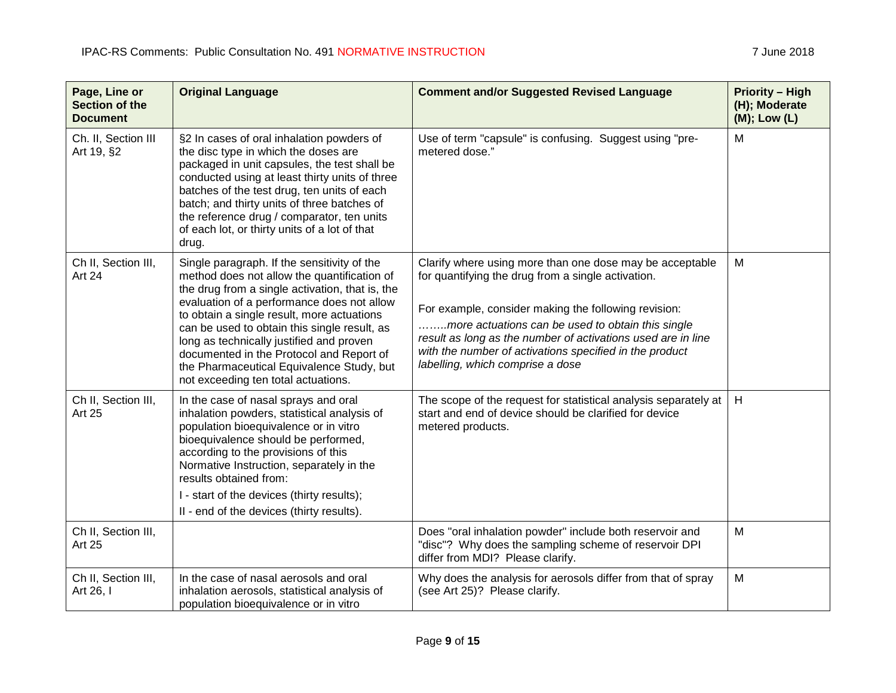| Page, Line or Section of the Document | Original Language | Comment and/or Suggested Revised Language | Priority – High (H); Moderate (M); Low (L) |
|---|---|---|---|
| Ch. II, Section III Art 19, §2 | §2 In cases of oral inhalation powders of the disc type in which the doses are packaged in unit capsules, the test shall be conducted using at least thirty units of three batches of the test drug, ten units of each batch; and thirty units of three batches of the reference drug / comparator, ten units of each lot, or thirty units of a lot of that drug. | Use of term "capsule" is confusing. Suggest using "pre-metered dose." | M |
| Ch II, Section III, Art 24 | Single paragraph. If the sensitivity of the method does not allow the quantification of the drug from a single activation, that is, the evaluation of a performance does not allow to obtain a single result, more actuations can be used to obtain this single result, as long as technically justified and proven documented in the Protocol and Report of the Pharmaceutical Equivalence Study, but not exceeding ten total actuations. | Clarify where using more than one dose may be acceptable for quantifying the drug from a single activation.<br><br>For example, consider making the following revision:<br>*……..more actuations can be used to obtain this single result as long as the number of activations used are in line with the number of activations specified in the product labelling, which comprise a dose* | M |
| Ch II, Section III, Art 25 | In the case of nasal sprays and oral inhalation powders, statistical analysis of population bioequivalence or in vitro bioequivalence should be performed, according to the provisions of this Normative Instruction, separately in the results obtained from:<br>I - start of the devices (thirty results);<br>II - end of the devices (thirty results). | The scope of the request for statistical analysis separately at start and end of device should be clarified for device metered products. | H |
| Ch II, Section III, Art 25 | | Does "oral inhalation powder" include both reservoir and "disc"? Why does the sampling scheme of reservoir DPI differ from MDI? Please clarify. | M |
| Ch II, Section III, Art 26, I | In the case of nasal aerosols and oral inhalation aerosols, statistical analysis of population bioequivalence or in vitro | Why does the analysis for aerosols differ from that of spray (see Art 25)? Please clarify. | M |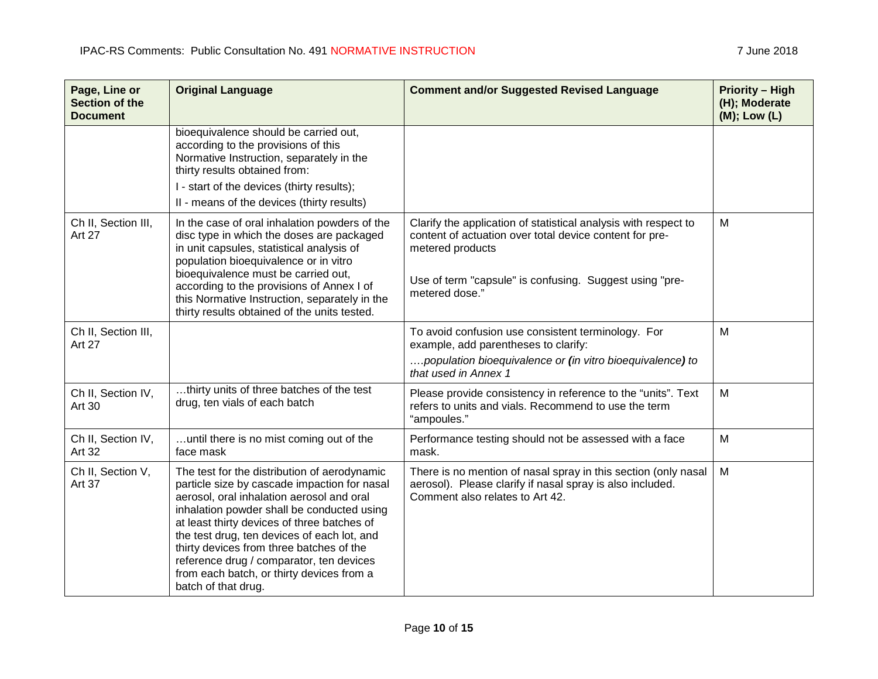| Page, Line or Section of the Document | Original Language | Comment and/or Suggested Revised Language | Priority – High (H); Moderate (M); Low (L) |
|---|---|---|---|
| | bioequivalence should be carried out, according to the provisions of this Normative Instruction, separately in the thirty results obtained from:<br>I - start of the devices (thirty results);<br>II - means of the devices (thirty results) | | |
| Ch II, Section III, Art 27 | In the case of oral inhalation powders of the disc type in which the doses are packaged in unit capsules, statistical analysis of population bioequivalence or in vitro bioequivalence must be carried out, according to the provisions of Annex I of this Normative Instruction, separately in the thirty results obtained of the units tested. | Clarify the application of statistical analysis with respect to content of actuation over total device content for pre-metered products<br><br>Use of term "capsule" is confusing. Suggest using "pre-metered dose." | M |
| Ch II, Section III, Art 27 | | To avoid confusion use consistent terminology. For example, add parentheses to clarify:<br>*….population bioequivalence or **(**in vitro bioequivalence**)** to that used in Annex 1* | M |
| Ch II, Section IV, Art 30 | …thirty units of three batches of the test drug, ten vials of each batch | Please provide consistency in reference to the "units". Text refers to units and vials. Recommend to use the term "ampoules." | M |
| Ch II, Section IV, Art 32 | …until there is no mist coming out of the face mask | Performance testing should not be assessed with a face mask. | M |
| Ch II, Section V, Art 37 | The test for the distribution of aerodynamic particle size by cascade impaction for nasal aerosol, oral inhalation aerosol and oral inhalation powder shall be conducted using at least thirty devices of three batches of the test drug, ten devices of each lot, and thirty devices from three batches of the reference drug / comparator, ten devices from each batch, or thirty devices from a batch of that drug. | There is no mention of nasal spray in this section (only nasal aerosol). Please clarify if nasal spray is also included. Comment also relates to Art 42. | M |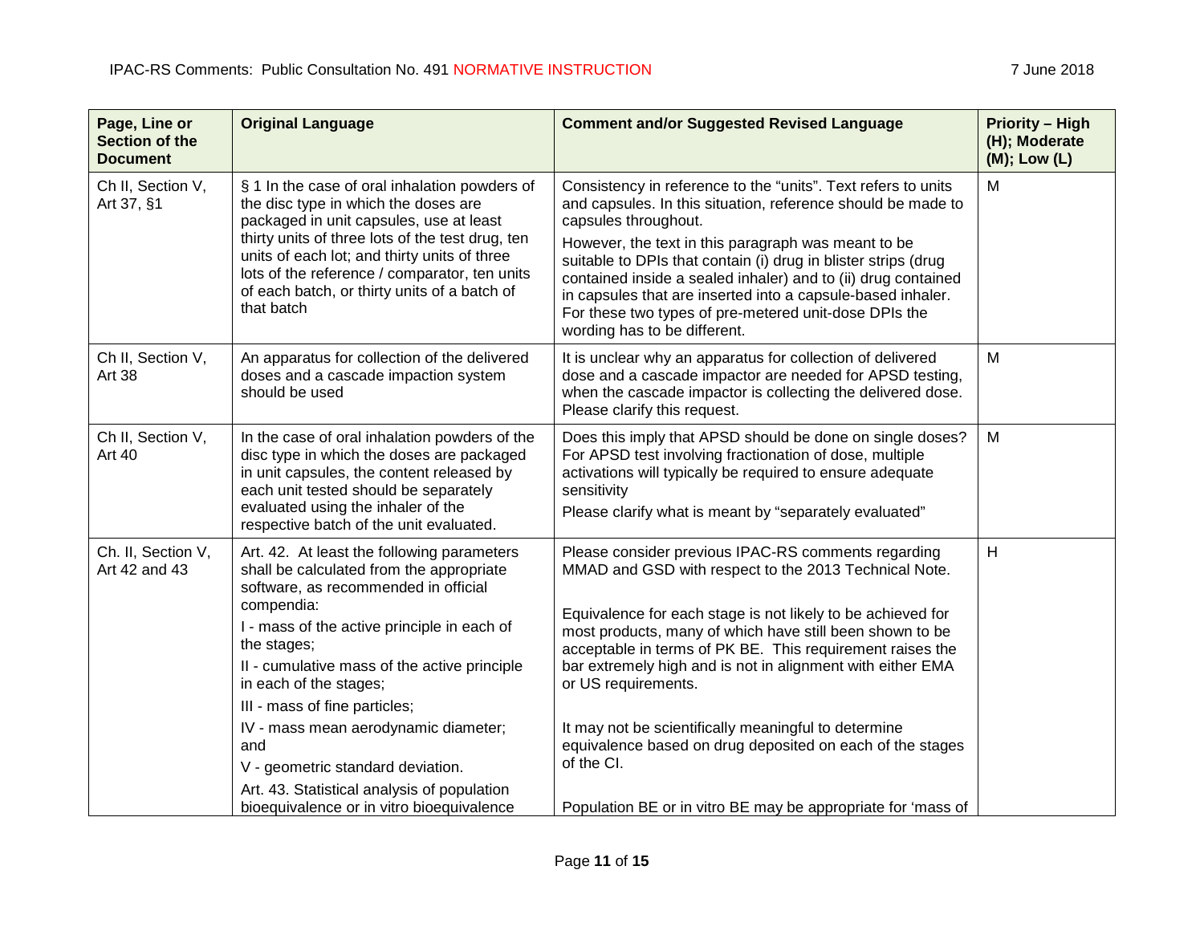| Page, Line or Section of the Document | Original Language | Comment and/or Suggested Revised Language | Priority – High (H); Moderate (M); Low (L) |
|---|---|---|---|
| Ch II, Section V, Art 37, §1 | § 1 In the case of oral inhalation powders of the disc type in which the doses are packaged in unit capsules, use at least thirty units of three lots of the test drug, ten units of each lot; and thirty units of three lots of the reference / comparator, ten units of each batch, or thirty units of a batch of that batch | Consistency in reference to the "units". Text refers to units and capsules. In this situation, reference should be made to capsules throughout. However, the text in this paragraph was meant to be suitable to DPIs that contain (i) drug in blister strips (drug contained inside a sealed inhaler) and to (ii) drug contained in capsules that are inserted into a capsule-based inhaler. For these two types of pre-metered unit-dose DPIs the wording has to be different. | M |
| Ch II, Section V, Art 38 | An apparatus for collection of the delivered doses and a cascade impaction system should be used | It is unclear why an apparatus for collection of delivered dose and a cascade impactor are needed for APSD testing, when the cascade impactor is collecting the delivered dose. Please clarify this request. | M |
| Ch II, Section V, Art 40 | In the case of oral inhalation powders of the disc type in which the doses are packaged in unit capsules, the content released by each unit tested should be separately evaluated using the inhaler of the respective batch of the unit evaluated. | Does this imply that APSD should be done on single doses? For APSD test involving fractionation of dose, multiple activations will typically be required to ensure adequate sensitivity<br><br>Please clarify what is meant by "separately evaluated" | M |
| Ch. II, Section V, Art 42 and 43 | Art. 42. At least the following parameters shall be calculated from the appropriate software, as recommended in official compendia:<br><br>I - mass of the active principle in each of the stages;<br><br>II - cumulative mass of the active principle in each of the stages;<br><br>III - mass of fine particles;<br><br>IV - mass mean aerodynamic diameter; and<br><br>V - geometric standard deviation.<br><br>Art. 43. Statistical analysis of population bioequivalence or in vitro bioequivalence | Please consider previous IPAC-RS comments regarding MMAD and GSD with respect to the 2013 Technical Note.<br><br>Equivalence for each stage is not likely to be achieved for most products, many of which have still been shown to be acceptable in terms of PK BE. This requirement raises the bar extremely high and is not in alignment with either EMA or US requirements.<br><br>It may not be scientifically meaningful to determine equivalence based on drug deposited on each of the stages of the CI.<br><br>Population BE or in vitro BE may be appropriate for 'mass of | H |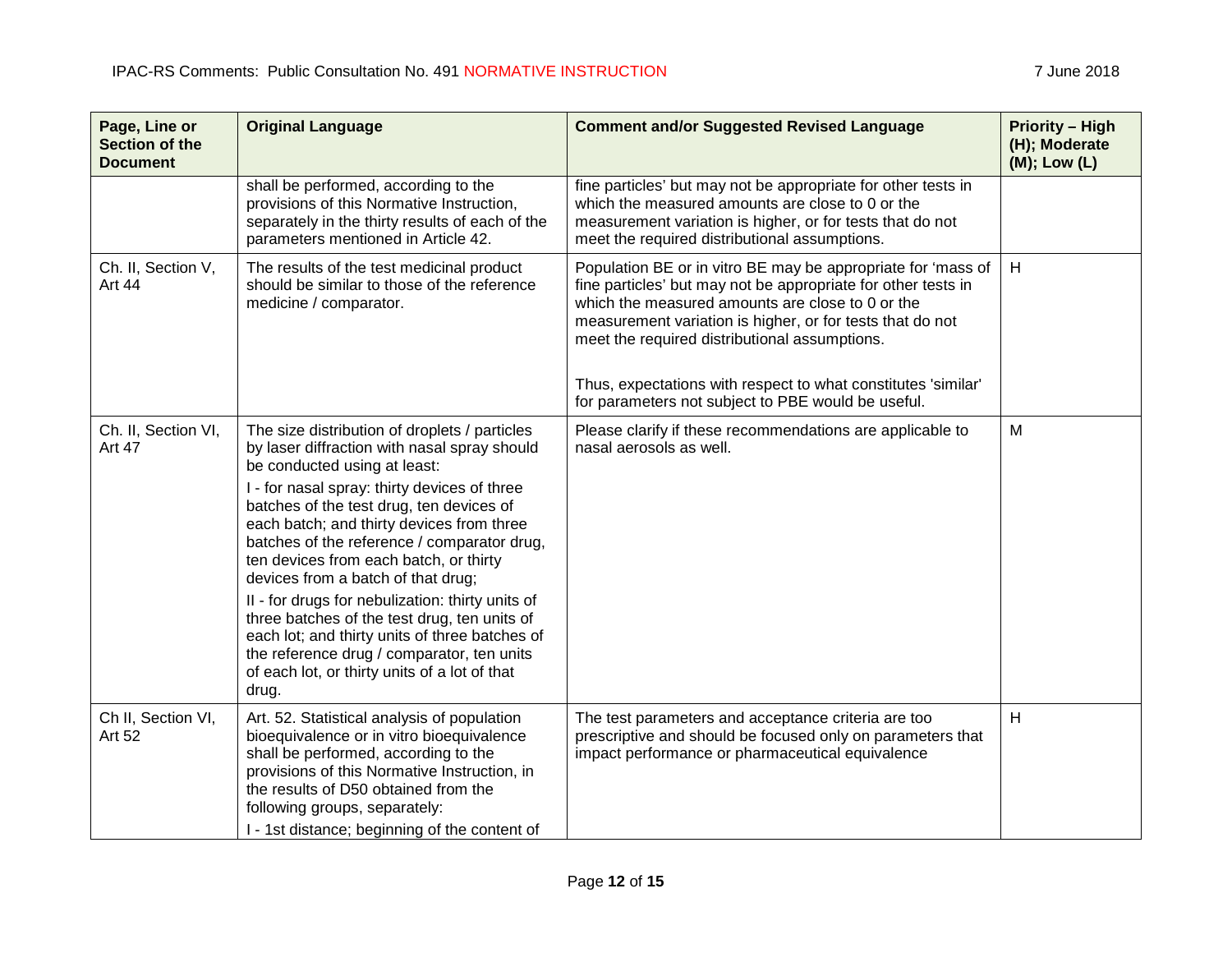| Page, Line or Section of the Document | Original Language | Comment and/or Suggested Revised Language | Priority – High (H); Moderate (M); Low (L) |
|---|---|---|---|
| | shall be performed, according to the provisions of this Normative Instruction, separately in the thirty results of each of the parameters mentioned in Article 42. | fine particles' but may not be appropriate for other tests in which the measured amounts are close to 0 or the measurement variation is higher, or for tests that do not meet the required distributional assumptions. | |
| Ch. II, Section V, Art 44 | The results of the test medicinal product should be similar to those of the reference medicine / comparator. | Population BE or in vitro BE may be appropriate for 'mass of fine particles' but may not be appropriate for other tests in which the measured amounts are close to 0 or the measurement variation is higher, or for tests that do not meet the required distributional assumptions.<br><br>Thus, expectations with respect to what constitutes 'similar' for parameters not subject to PBE would be useful. | H |
| Ch. II, Section VI, Art 47 | The size distribution of droplets / particles by laser diffraction with nasal spray should be conducted using at least:<br>I - for nasal spray: thirty devices of three batches of the test drug, ten devices of each batch; and thirty devices from three batches of the reference / comparator drug, ten devices from each batch, or thirty devices from a batch of that drug;<br>II - for drugs for nebulization: thirty units of three batches of the test drug, ten units of each lot; and thirty units of three batches of the reference drug / comparator, ten units of each lot, or thirty units of a lot of that drug. | Please clarify if these recommendations are applicable to nasal aerosols as well. | M |
| Ch II, Section VI, Art 52 | Art. 52. Statistical analysis of population bioequivalence or in vitro bioequivalence shall be performed, according to the provisions of this Normative Instruction, in the results of D50 obtained from the following groups, separately:<br>I - 1st distance; beginning of the content of | The test parameters and acceptance criteria are too prescriptive and should be focused only on parameters that impact performance or pharmaceutical equivalence | H |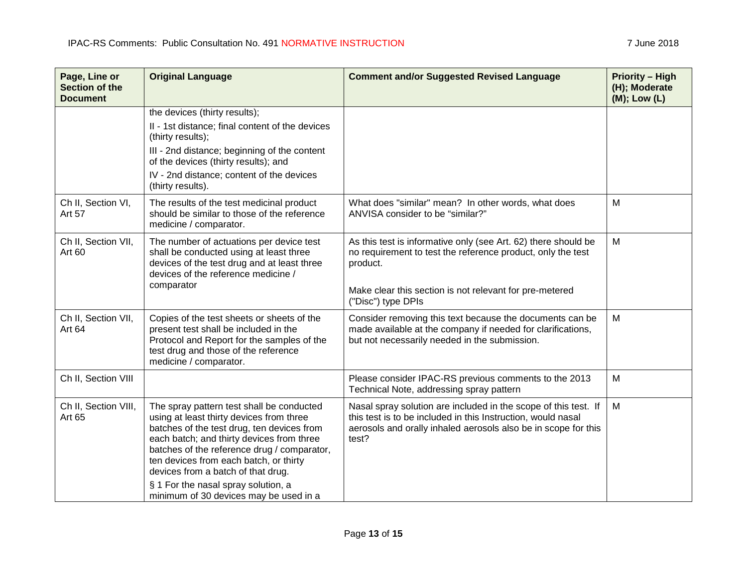| Page, Line or Section of the Document | Original Language | Comment and/or Suggested Revised Language | Priority – High (H); Moderate (M); Low (L) |
|---|---|---|---|
| | the devices (thirty results);<br>II - 1st distance; final content of the devices (thirty results);<br>III - 2nd distance; beginning of the content of the devices (thirty results); and<br>IV - 2nd distance; content of the devices (thirty results). | | |
| Ch II, Section VI, Art 57 | The results of the test medicinal product should be similar to those of the reference medicine / comparator. | What does "similar" mean? In other words, what does ANVISA consider to be "similar?" | M |
| Ch II, Section VII, Art 60 | The number of actuations per device test shall be conducted using at least three devices of the test drug and at least three devices of the reference medicine / comparator | As this test is informative only (see Art. 62) there should be no requirement to test the reference product, only the test product.<br><br>Make clear this section is not relevant for pre-metered ("Disc") type DPIs | M |
| Ch II, Section VII, Art 64 | Copies of the test sheets or sheets of the present test shall be included in the Protocol and Report for the samples of the test drug and those of the reference medicine / comparator. | Consider removing this text because the documents can be made available at the company if needed for clarifications, but not necessarily needed in the submission. | M |
| Ch II, Section VIII | | Please consider IPAC-RS previous comments to the 2013 Technical Note, addressing spray pattern | M |
| Ch II, Section VIII, Art 65 | The spray pattern test shall be conducted using at least thirty devices from three batches of the test drug, ten devices from each batch; and thirty devices from three batches of the reference drug / comparator, ten devices from each batch, or thirty devices from a batch of that drug.<br>§ 1 For the nasal spray solution, a minimum of 30 devices may be used in a | Nasal spray solution are included in the scope of this test. If this test is to be included in this Instruction, would nasal aerosols and orally inhaled aerosols also be in scope for this test? | M |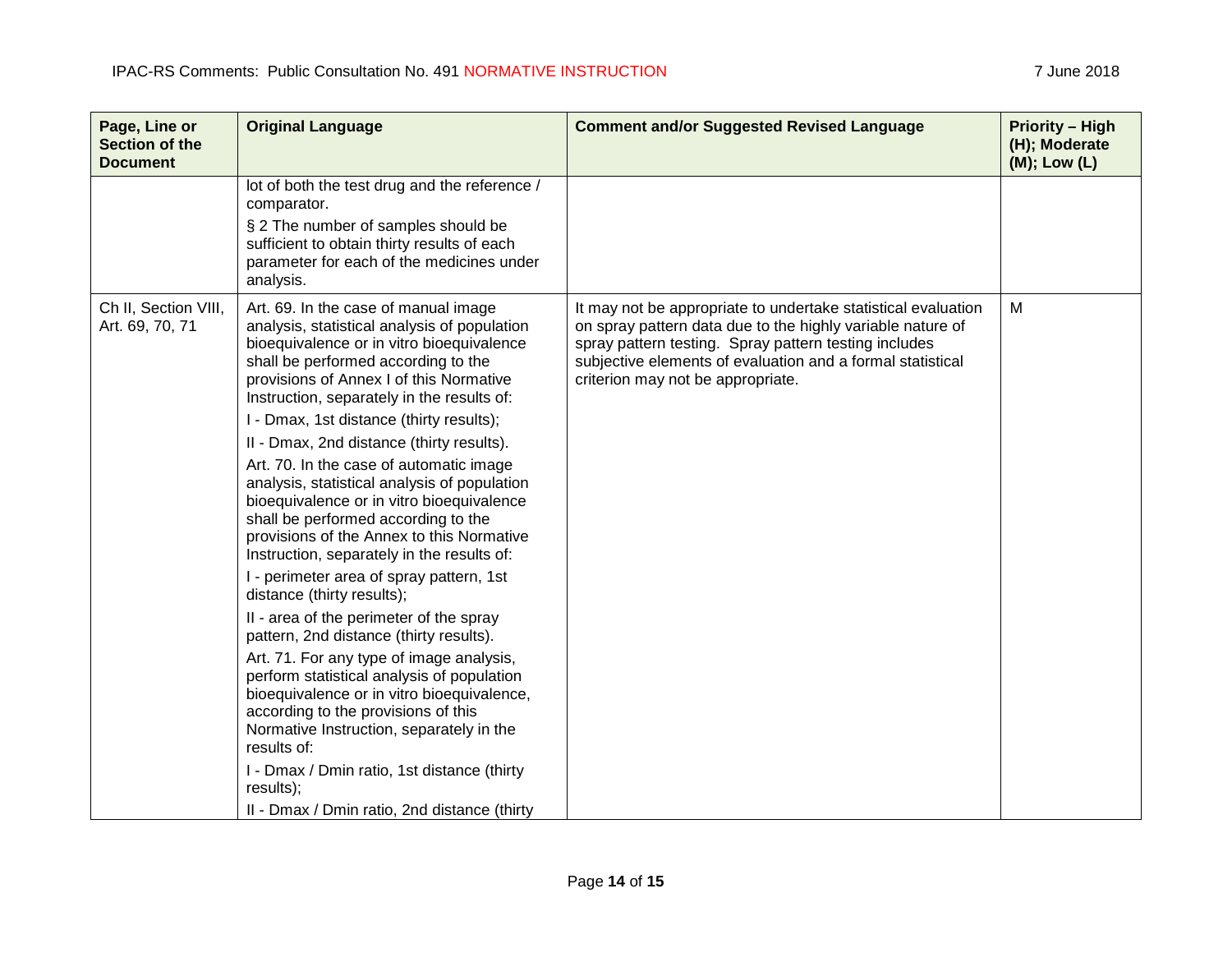| Page, Line or Section of the Document | Original Language | Comment and/or Suggested Revised Language | Priority – High (H); Moderate (M); Low (L) |
|---|---|---|---|
| | lot of both the test drug and the reference / comparator.<br><br>§ 2 The number of samples should be sufficient to obtain thirty results of each parameter for each of the medicines under analysis. | | |
| Ch II, Section VIII, Art. 69, 70, 71 | Art. 69. In the case of manual image analysis, statistical analysis of population bioequivalence or in vitro bioequivalence shall be performed according to the provisions of Annex I of this Normative Instruction, separately in the results of:<br><br>I - Dmax, 1st distance (thirty results);<br><br>II - Dmax, 2nd distance (thirty results).<br><br>Art. 70. In the case of automatic image analysis, statistical analysis of population bioequivalence or in vitro bioequivalence shall be performed according to the provisions of the Annex to this Normative Instruction, separately in the results of:<br><br>I - perimeter area of spray pattern, 1st distance (thirty results);<br><br>II - area of the perimeter of the spray pattern, 2nd distance (thirty results).<br><br>Art. 71. For any type of image analysis, perform statistical analysis of population bioequivalence or in vitro bioequivalence, according to the provisions of this Normative Instruction, separately in the results of:<br><br>I - Dmax / Dmin ratio, 1st distance (thirty results);<br><br>II - Dmax / Dmin ratio, 2nd distance (thirty | It may not be appropriate to undertake statistical evaluation on spray pattern data due to the highly variable nature of spray pattern testing. Spray pattern testing includes subjective elements of evaluation and a formal statistical criterion may not be appropriate. | M |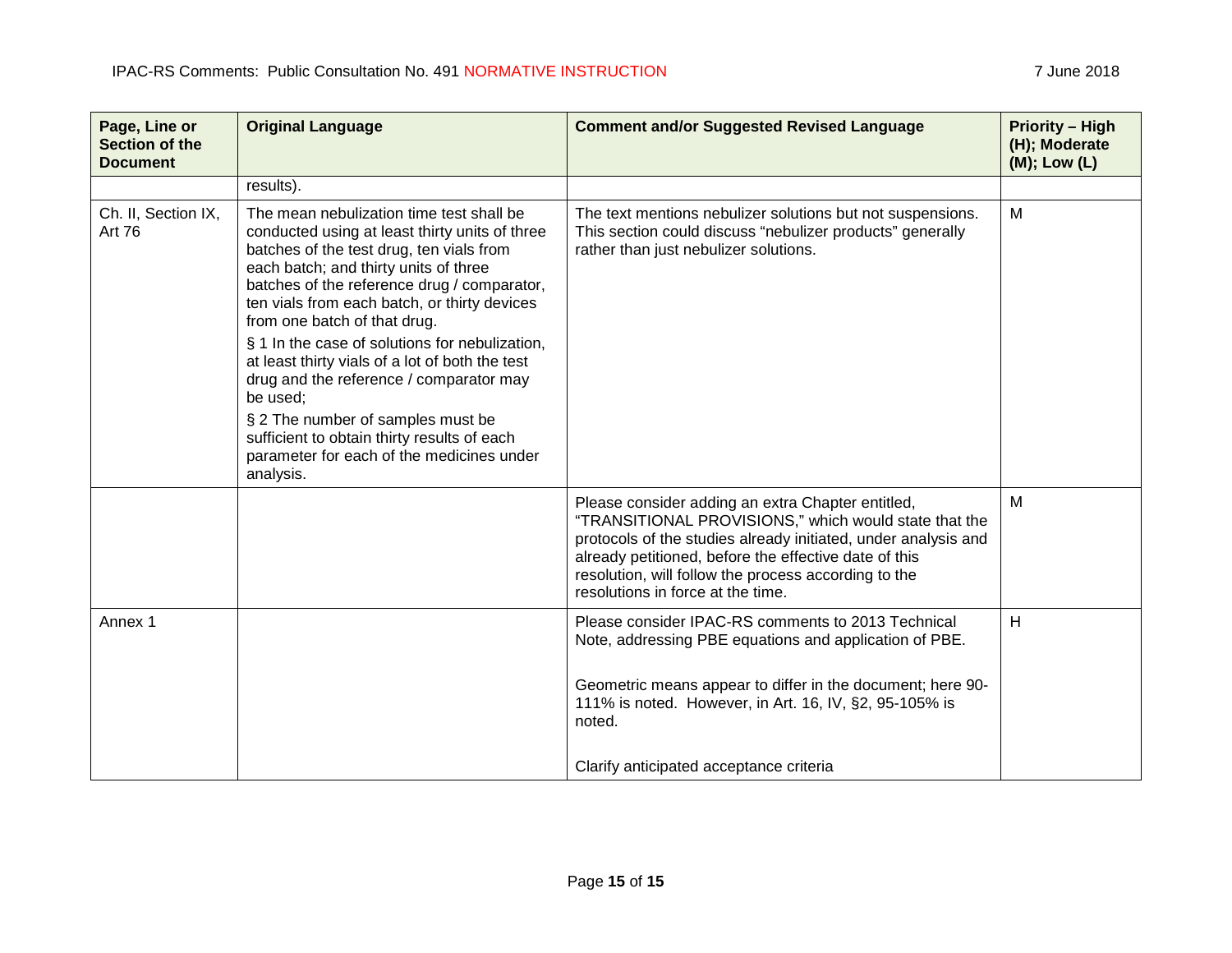| Page, Line or Section of the Document | Original Language | Comment and/or Suggested Revised Language | Priority – High (H); Moderate (M); Low (L) |
|---|---|---|---|
| | results). | | |
| Ch. II, Section IX, Art 76 | The mean nebulization time test shall be conducted using at least thirty units of three batches of the test drug, ten vials from each batch; and thirty units of three batches of the reference drug / comparator, ten vials from each batch, or thirty devices from one batch of that drug.<br>§ 1 In the case of solutions for nebulization, at least thirty vials of a lot of both the test drug and the reference / comparator may be used;<br>§ 2 The number of samples must be sufficient to obtain thirty results of each parameter for each of the medicines under analysis. | The text mentions nebulizer solutions but not suspensions. This section could discuss "nebulizer products" generally rather than just nebulizer solutions. | M |
| | | Please consider adding an extra Chapter entitled, "TRANSITIONAL PROVISIONS," which would state that the protocols of the studies already initiated, under analysis and already petitioned, before the effective date of this resolution, will follow the process according to the resolutions in force at the time. | M |
| Annex 1 | | Please consider IPAC-RS comments to 2013 Technical Note, addressing PBE equations and application of PBE.<br><br>Geometric means appear to differ in the document; here 90-111% is noted. However, in Art. 16, IV, §2, 95-105% is noted.<br><br>Clarify anticipated acceptance criteria | H |